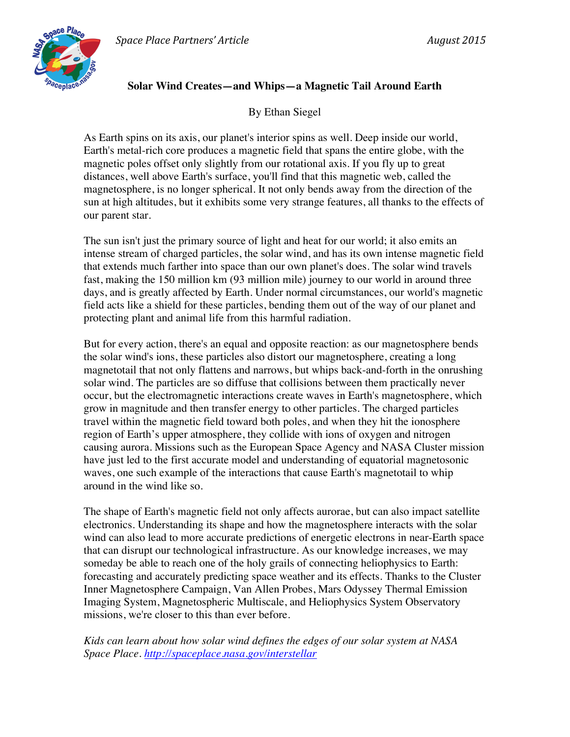*Space Place Partners' Article* *August 2015*

# Solar Wind Creates—and Whips—a Magnetic Tail Around Earth

By Ethan Siegel

As Earth spins on its axis, our planet's interior spins as well. Deep inside our world, Earth's metal-rich core produces a magnetic field that spans the entire globe, with the magnetic poles offset only slightly from our rotational axis. If you fly up to great distances, well above Earth's surface, you'll find that this magnetic web, called the magnetosphere, is no longer spherical. It not only bends away from the direction of the sun at high altitudes, but it exhibits some very strange features, all thanks to the effects of our parent star.

The sun isn't just the primary source of light and heat for our world; it also emits an intense stream of charged particles, the solar wind, and has its own intense magnetic field that extends much farther into space than our own planet's does. The solar wind travels fast, making the 150 million km (93 million mile) journey to our world in around three days, and is greatly affected by Earth. Under normal circumstances, our world's magnetic field acts like a shield for these particles, bending them out of the way of our planet and protecting plant and animal life from this harmful radiation.

But for every action, there's an equal and opposite reaction: as our magnetosphere bends the solar wind's ions, these particles also distort our magnetosphere, creating a long magnetotail that not only flattens and narrows, but whips back-and-forth in the onrushing solar wind. The particles are so diffuse that collisions between them practically never occur, but the electromagnetic interactions create waves in Earth's magnetosphere, which grow in magnitude and then transfer energy to other particles. The charged particles travel within the magnetic field toward both poles, and when they hit the ionosphere region of Earth's upper atmosphere, they collide with ions of oxygen and nitrogen causing aurora. Missions such as the European Space Agency and NASA Cluster mission have just led to the first accurate model and understanding of equatorial magnetosonic waves, one such example of the interactions that cause Earth's magnetotail to whip around in the wind like so.

The shape of Earth's magnetic field not only affects aurorae, but can also impact satellite electronics. Understanding its shape and how the magnetosphere interacts with the solar wind can also lead to more accurate predictions of energetic electrons in near-Earth space that can disrupt our technological infrastructure. As our knowledge increases, we may someday be able to reach one of the holy grails of connecting heliophysics to Earth: forecasting and accurately predicting space weather and its effects. Thanks to the Cluster Inner Magnetosphere Campaign, Van Allen Probes, Mars Odyssey Thermal Emission Imaging System, Magnetospheric Multiscale, and Heliophysics System Observatory missions, we're closer to this than ever before.

*Kids can learn about how solar wind defines the edges of our solar system at NASA Space Place.* [http://spaceplace.nasa.gov/interstellar](http://spaceplace.nasa.gov/interstellar)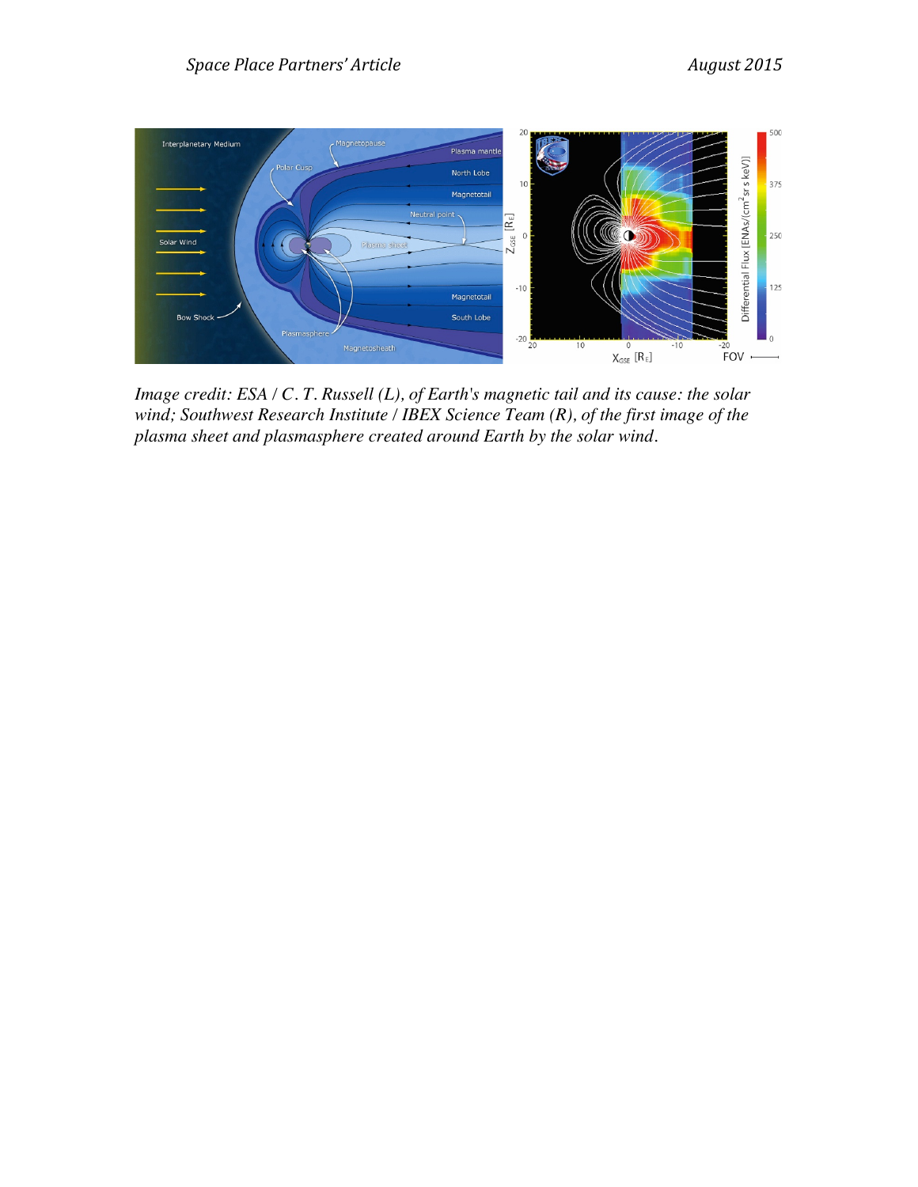Interplanetary Medium
Magnetopause
Plasma mantle
Polar Cusp
North Lobe
Magnetotail
Neutral point
Solar Wind
Plasma sheet
Magnetotail
South Lobe
Bow Shock
Plasmasphere
Magnetosheath

20
10
0
-10
-20
$Z_{GSE}$ [$R_E$]
20 10 0 -10 -20
$X_{GSE}$ [$R_E$]
FOV
Differential Flux [ENAs/(cm$^2$ sr s keV)]
500
375
250
125
0

*Image credit: ESA / C. T. Russell (L), of Earth's magnetic tail and its cause: the solar wind; Southwest Research Institute / IBEX Science Team (R), of the first image of the plasma sheet and plasmasphere created around Earth by the solar wind.*